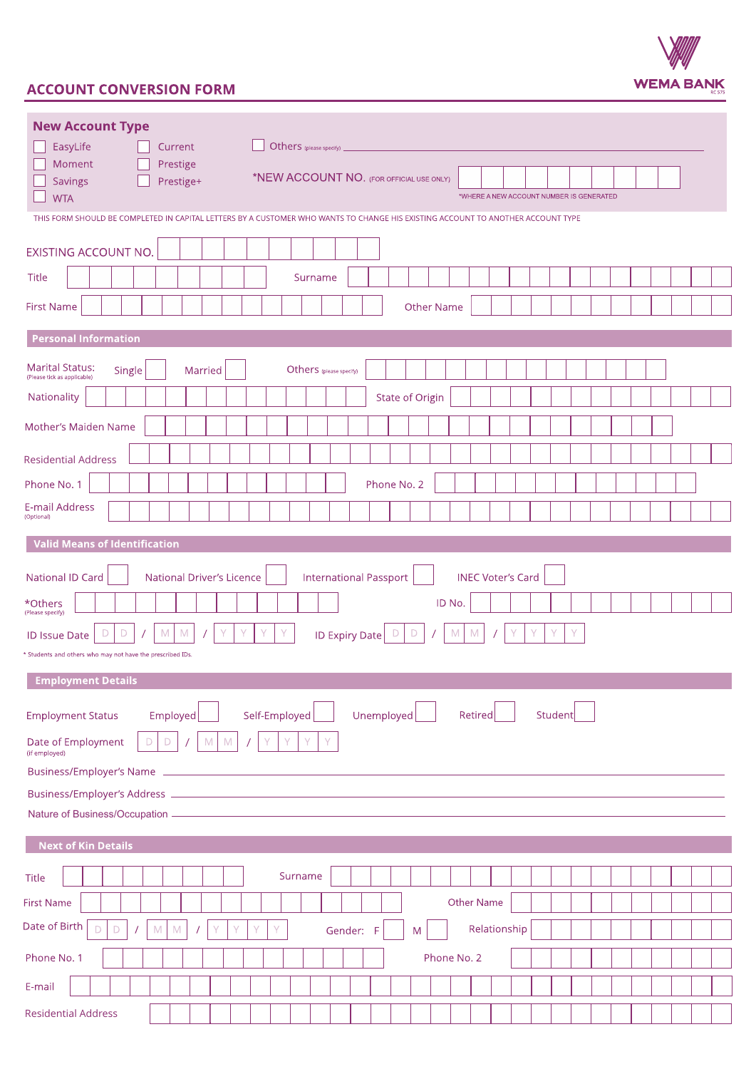# ACCOUNT CONVERSION FORM

WEMA BANK
RC 575

## New Account Type

- [ ] EasyLife
- [ ] Moment
- [ ] Savings
- [ ] WTA
- [ ] Current
- [ ] Prestige
- [ ] Prestige+
- [ ] Others (please specify) ____________________

*NEW ACCOUNT NO. (FOR OFFICIAL USE ONLY) ____________________

*WHERE A NEW ACCOUNT NUMBER IS GENERATED

THIS FORM SHOULD BE COMPLETED IN CAPITAL LETTERS BY A CUSTOMER WHO WANTS TO CHANGE HIS EXISTING ACCOUNT TO ANOTHER ACCOUNT TYPE

EXISTING ACCOUNT NO. ____________________

Title ____________ Surname ____________________

First Name ____________________ Other Name ____________________

## Personal Information

Marital Status: (Please tick as applicable) Single [ ] Married [ ] Others (please specify) ____________________

Nationality ____________________ State of Origin ____________________

Mother's Maiden Name ____________________

Residential Address ____________________

Phone No. 1 ____________________ Phone No. 2 ____________________

E-mail Address (Optional) ____________________

## Valid Means of Identification

National ID Card [ ] National Driver's Licence [ ] International Passport [ ] INEC Voter's Card [ ]

*Others (Please specify) ____________________ ID No. ____________________

ID Issue Date D D / M M / Y Y Y Y ID Expiry Date D D / M M / Y Y Y Y

* Students and others who may not have the prescribed IDs.

## Employment Details

Employment Status Employed [ ] Self-Employed [ ] Unemployed [ ] Retired [ ] Student [ ]

Date of Employment (if employed) D D / M M / Y Y Y Y

Business/Employer's Name ____________________

Business/Employer's Address ____________________

Nature of Business/Occupation ____________________

## Next of Kin Details

Title ____________ Surname ____________________

First Name ____________________ Other Name ____________________

Date of Birth D D / M M / Y Y Y Y Gender: F [ ] M [ ] Relationship ____________________

Phone No. 1 ____________________ Phone No. 2 ____________________

E-mail ____________________

Residential Address ____________________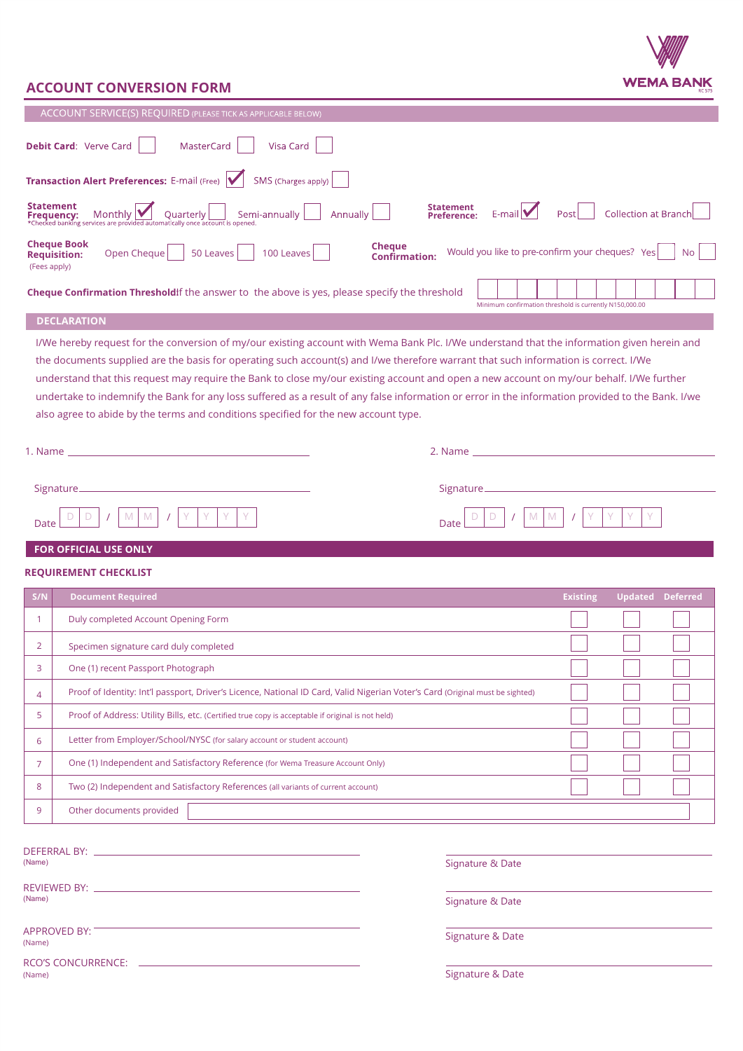WEMA BANK

RC 575

# ACCOUNT CONVERSION FORM

## ACCOUNT SERVICE(S) REQUIRED (PLEASE TICK AS APPLICABLE BELOW)

**Debit Card**: Verve Card ☐ MasterCard ☐ Visa Card ☐

**Transaction Alert Preferences:** E-mail (Free) ☑ SMS (Charges apply) ☐

**Statement Frequency:** Monthly ☑ Quarterly ☐ Semi-annually ☐ Annually ☐
*Checked banking services are provided automatically once account is opened.

**Statement Preference:** E-mail ☑ Post ☐ Collection at Branch ☐

**Cheque Book Requisition:** (Fees apply) Open Cheque ☐ 50 Leaves ☐ 100 Leaves ☐

**Cheque Confirmation:** Would you like to pre-confirm your cheques? Yes ☐ No ☐

**Cheque Confirmation Threshold:** If the answer to the above is yes, please specify the threshold ☐☐☐☐☐☐☐☐☐☐☐☐

Minimum confirmation threshold is currently N150,000.00

## DECLARATION

I/We hereby request for the conversion of my/our existing account with Wema Bank Plc. I/We understand that the information given herein and the documents supplied are the basis for operating such account(s) and I/we therefore warrant that such information is correct. I/We understand that this request may require the Bank to close my/our existing account and open a new account on my/our behalf. I/We further undertake to indemnify the Bank for any loss suffered as a result of any false information or error in the information provided to the Bank. I/we also agree to abide by the terms and conditions specified for the new account type.

1. Name ______________________

Signature ______________________

Date D D / M M / Y Y Y Y

2. Name ______________________

Signature ______________________

Date D D / M M / Y Y Y Y

## FOR OFFICIAL USE ONLY

### REQUIREMENT CHECKLIST

| S/N | Document Required | Existing | Updated | Deferred |
|---|---|---|---|---|
| 1 | Duly completed Account Opening Form | ☐ | ☐ | ☐ |
| 2 | Specimen signature card duly completed | ☐ | ☐ | ☐ |
| 3 | One (1) recent Passport Photograph | ☐ | ☐ | ☐ |
| 4 | Proof of Identity: Int'l passport, Driver's Licence, National ID Card, Valid Nigerian Voter's Card (Original must be sighted) | ☐ | ☐ | ☐ |
| 5 | Proof of Address: Utility Bills, etc. (Certified true copy is acceptable if original is not held) | ☐ | ☐ | ☐ |
| 6 | Letter from Employer/School/NYSC (for salary account or student account) | ☐ | ☐ | ☐ |
| 7 | One (1) Independent and Satisfactory Reference (for Wema Treasure Account Only) | ☐ | ☐ | ☐ |
| 8 | Two (2) Independent and Satisfactory References (all variants of current account) | ☐ | ☐ | ☐ |
| 9 | Other documents provided | | | |

DEFERRAL BY: ______________________ (Name) Signature & Date ______________________

REVIEWED BY: ______________________ (Name) Signature & Date ______________________

APPROVED BY: ______________________ (Name) Signature & Date ______________________

RCO'S CONCURRENCE: ______________________ (Name) Signature & Date ______________________